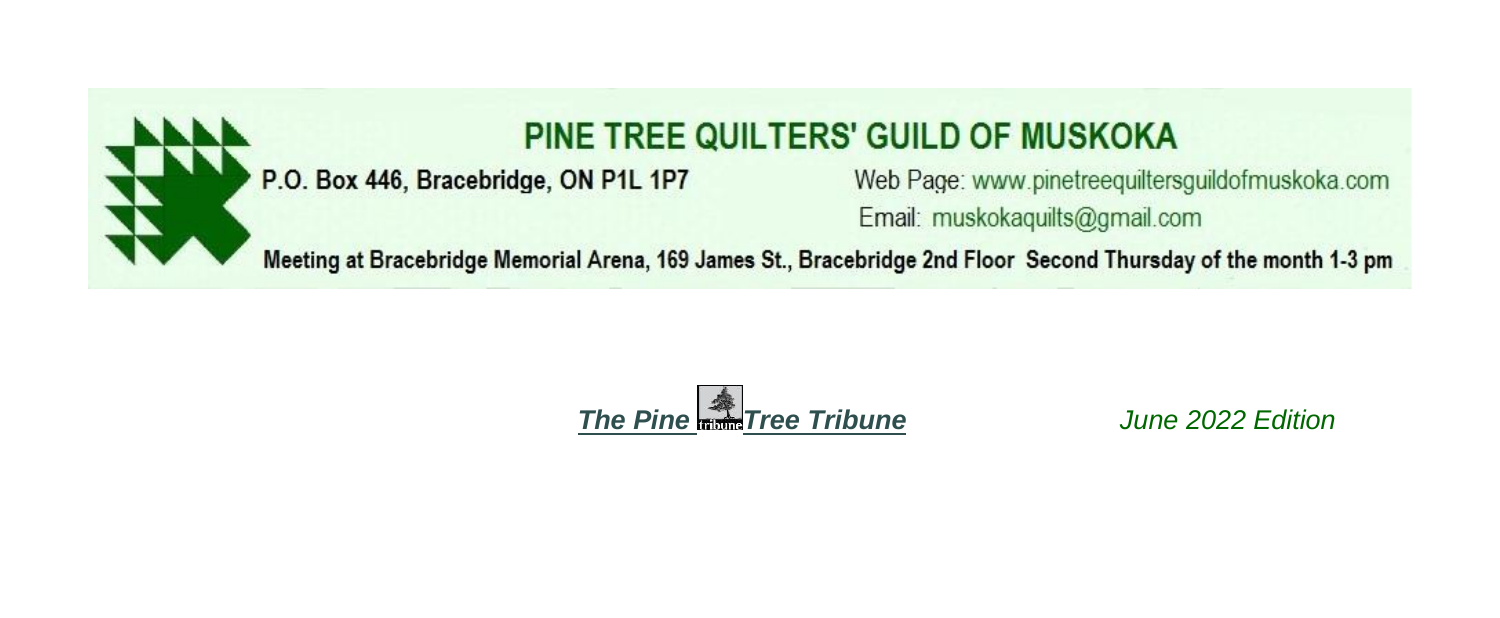# PINE TREE QUILTERS' GUILD OF MUSKOKA

**P.O. Box 446, Bracebridge, ON P1L 1P7**

Web Page: www.pinetreequiltersguildofmuskoka.com

Email: muskokaquilts@gmail.com

**Meeting at Bracebridge Memorial Arena, 169 James St., Bracebridge 2nd Floor Second Thursday of the month 1-3 pm**

***The Pine Tree Tribune*** *June 2022 Edition*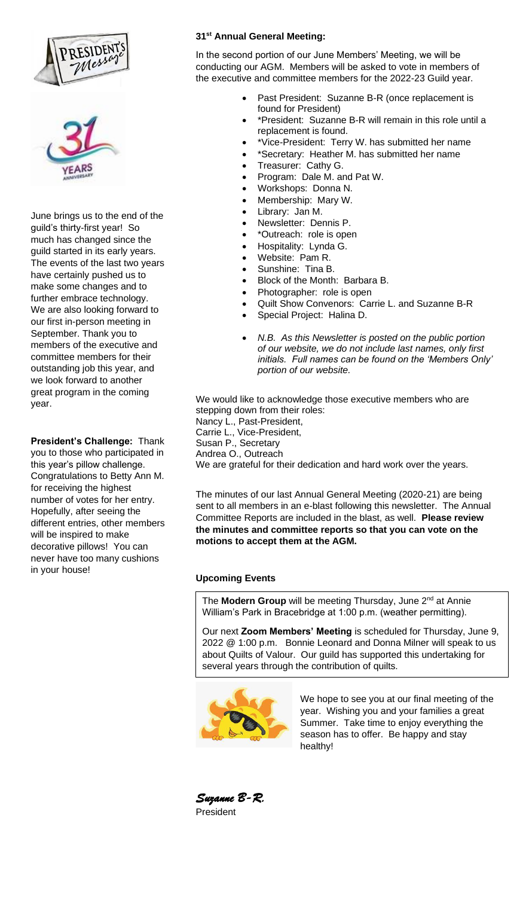# President's Message

June brings us to the end of the guild's thirty-first year! So much has changed since the guild started in its early years. The events of the last two years have certainly pushed us to make some changes and to further embrace technology. We are also looking forward to our first in-person meeting in September. Thank you to members of the executive and committee members for their outstanding job this year, and we look forward to another great program in the coming year.

**President's Challenge:** Thank you to those who participated in this year's pillow challenge. Congratulations to Betty Ann M. for receiving the highest number of votes for her entry. Hopefully, after seeing the different entries, other members will be inspired to make decorative pillows! You can never have too many cushions in your house!

**31st Annual General Meeting:**

In the second portion of our June Members' Meeting, we will be conducting our AGM. Members will be asked to vote in members of the executive and committee members for the 2022-23 Guild year.

- Past President: Suzanne B-R (once replacement is found for President)
- *President: Suzanne B-R will remain in this role until a replacement is found.
- *Vice-President: Terry W. has submitted her name
- *Secretary: Heather M. has submitted her name
- Treasurer: Cathy G.
- Program: Dale M. and Pat W.
- Workshops: Donna N.
- Membership: Mary W.
- Library: Jan M.
- Newsletter: Dennis P.
- *Outreach: role is open
- Hospitality: Lynda G.
- Website: Pam R.
- Sunshine: Tina B.
- Block of the Month: Barbara B.
- Photographer: role is open
- Quilt Show Convenors: Carrie L. and Suzanne B-R
- Special Project: Halina D.

- *N.B. As this Newsletter is posted on the public portion of our website, we do not include last names, only first initials. Full names can be found on the 'Members Only' portion of our website.*

We would like to acknowledge those executive members who are stepping down from their roles:
Nancy L., Past-President,
Carrie L., Vice-President,
Susan P., Secretary
Andrea O., Outreach
We are grateful for their dedication and hard work over the years.

The minutes of our last Annual General Meeting (2020-21) are being sent to all members in an e-blast following this newsletter. The Annual Committee Reports are included in the blast, as well. **Please review the minutes and committee reports so that you can vote on the motions to accept them at the AGM.**

**Upcoming Events**

The **Modern Group** will be meeting Thursday, June 2nd at Annie William's Park in Bracebridge at 1:00 p.m. (weather permitting).

Our next **Zoom Members' Meeting** is scheduled for Thursday, June 9, 2022 @ 1:00 p.m. Bonnie Leonard and Donna Milner will speak to us about Quilts of Valour. Our guild has supported this undertaking for several years through the contribution of quilts.

We hope to see you at our final meeting of the year. Wishing you and your families a great Summer. Take time to enjoy everything the season has to offer. Be happy and stay healthy!

*Suzanne B-R.*
President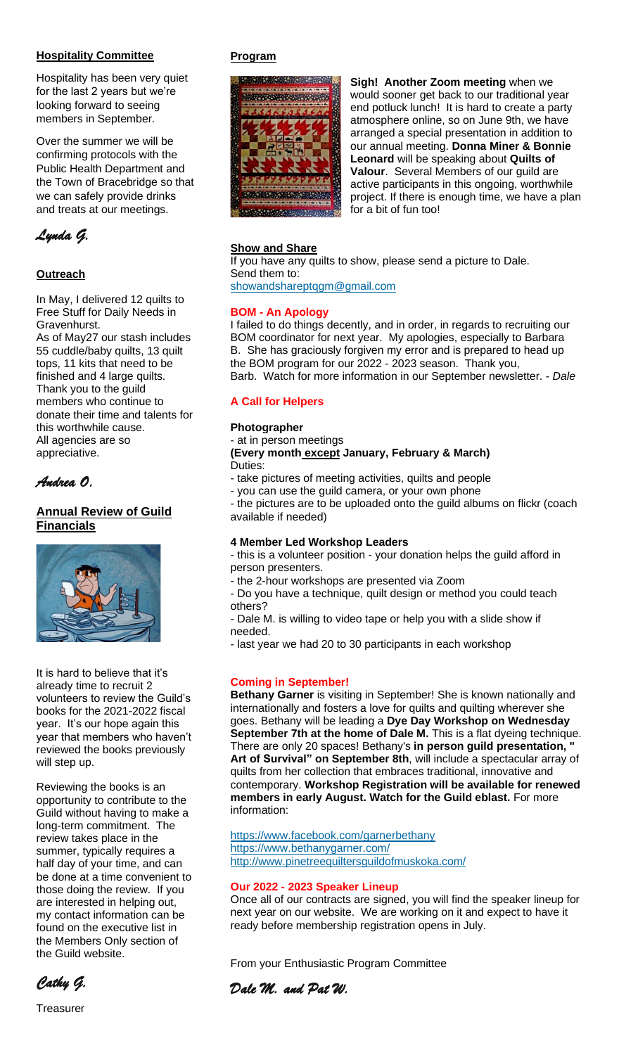## Hospitality Committee

Hospitality has been very quiet for the last 2 years but we're looking forward to seeing members in September.

Over the summer we will be confirming protocols with the Public Health Department and the Town of Bracebridge so that we can safely provide drinks and treats at our meetings.

*Lynda G.*

## Outreach

In May, I delivered 12 quilts to Free Stuff for Daily Needs in Gravenhurst.

As of May27 our stash includes 55 cuddle/baby quilts, 13 quilt tops, 11 kits that need to be finished and 4 large quilts. Thank you to the guild members who continue to donate their time and talents for this worthwhile cause. All agencies are so appreciative.

*Andrea O.*

## Annual Review of Guild Financials

It is hard to believe that it's already time to recruit 2 volunteers to review the Guild's books for the 2021-2022 fiscal year. It's our hope again this year that members who haven't reviewed the books previously will step up.

Reviewing the books is an opportunity to contribute to the Guild without having to make a long-term commitment. The review takes place in the summer, typically requires a half day of your time, and can be done at a time convenient to those doing the review. If you are interested in helping out, my contact information can be found on the executive list in the Members Only section of the Guild website.

*Cathy G.*

Treasurer

## Program

**Sigh! Another Zoom meeting** when we would sooner get back to our traditional year end potluck lunch! It is hard to create a party atmosphere online, so on June 9th, we have arranged a special presentation in addition to our annual meeting. **Donna Miner & Bonnie Leonard** will be speaking about **Quilts of Valour**. Several Members of our guild are active participants in this ongoing, worthwhile project. If there is enough time, we have a plan for a bit of fun too!

## Show and Share

If you have any quilts to show, please send a picture to Dale. Send them to:
showandshareptqgm@gmail.com

### BOM - An Apology

I failed to do things decently, and in order, in regards to recruiting our BOM coordinator for next year. My apologies, especially to Barbara B. She has graciously forgiven my error and is prepared to head up the BOM program for our 2022 - 2023 season. Thank you, Barb. Watch for more information in our September newsletter. - *Dale*

### A Call for Helpers

**Photographer**

- at in person meetings

**(Every month except January, February & March)**

Duties:

- take pictures of meeting activities, quilts and people
- you can use the guild camera, or your own phone
- the pictures are to be uploaded onto the guild albums on flickr (coach available if needed)

**4 Member Led Workshop Leaders**

- this is a volunteer position - your donation helps the guild afford in person presenters.
- the 2-hour workshops are presented via Zoom
- Do you have a technique, quilt design or method you could teach others?
- Dale M. is willing to video tape or help you with a slide show if needed.
- last year we had 20 to 30 participants in each workshop

### Coming in September!

**Bethany Garner** is visiting in September! She is known nationally and internationally and fosters a love for quilts and quilting wherever she goes. Bethany will be leading a **Dye Day Workshop on Wednesday September 7th at the home of Dale M.** This is a flat dyeing technique. There are only 20 spaces! Bethany's **in person guild presentation, " Art of Survival" on September 8th**, will include a spectacular array of quilts from her collection that embraces traditional, innovative and contemporary. **Workshop Registration will be available for renewed members in early August. Watch for the Guild eblast.** For more information:

https://www.facebook.com/garnerbethany
https://www.bethanygarner.com/
http://www.pinetreequiltersguildofmuskoka.com/

### Our 2022 - 2023 Speaker Lineup

Once all of our contracts are signed, you will find the speaker lineup for next year on our website. We are working on it and expect to have it ready before membership registration opens in July.

From your Enthusiastic Program Committee

*Dale M. and Pat W.*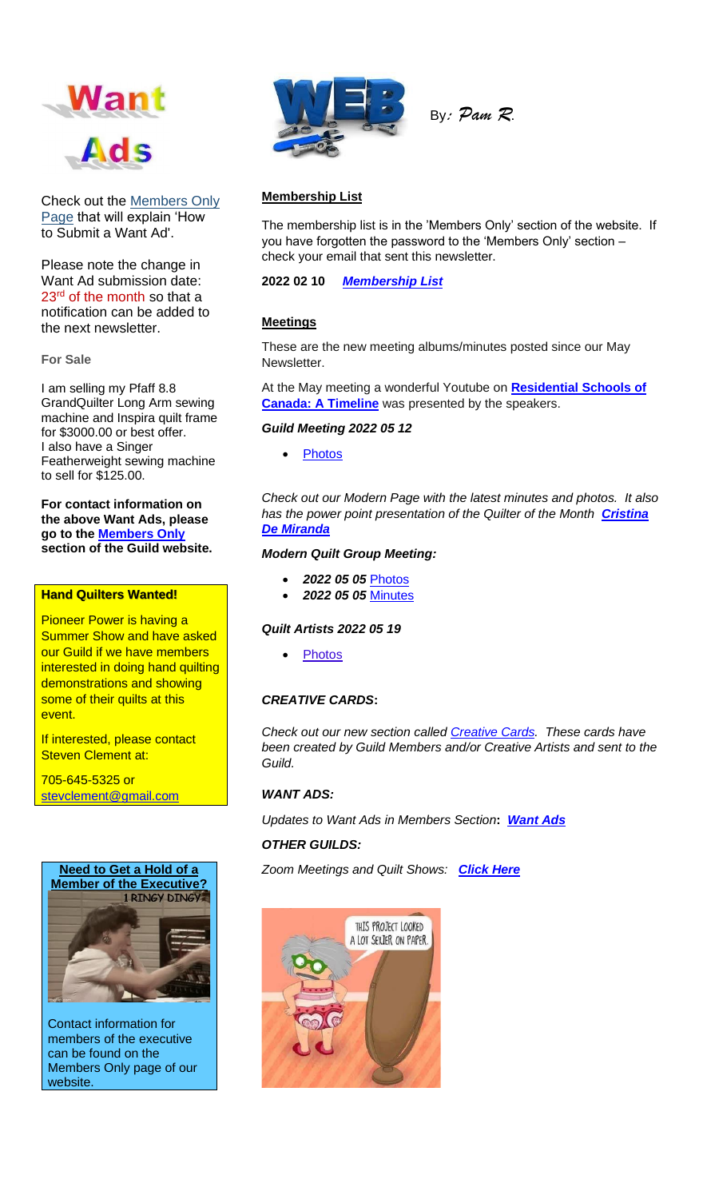# Want Ads

Check out the Members Only Page that will explain 'How to Submit a Want Ad'.

Please note the change in Want Ad submission date: 23rd of the month so that a notification can be added to the next newsletter.

**For Sale**

I am selling my Pfaff 8.8 GrandQuilter Long Arm sewing machine and Inspira quilt frame for $3000.00 or best offer.
I also have a Singer Featherweight sewing machine to sell for $125.00.

**For contact information on the above Want Ads, please go to the Members Only section of the Guild website.**

**Hand Quilters Wanted!**

Pioneer Power is having a Summer Show and have asked our Guild if we have members interested in doing hand quilting demonstrations and showing some of their quilts at this event.

If interested, please contact Steven Clement at:

705-645-5325 or
stevclement@gmail.com

**Need to Get a Hold of a Member of the Executive?**

I RINGY DINGY

Contact information for members of the executive can be found on the Members Only page of our website.

# WEB

By*: Pam R.*

**Membership List**

The membership list is in the 'Members Only' section of the website. If you have forgotten the password to the 'Members Only' section – check your email that sent this newsletter.

**2022 02 10** ***Membership List***

**Meetings**

These are the new meeting albums/minutes posted since our May Newsletter.

At the May meeting a wonderful Youtube on **Residential Schools of Canada: A Timeline** was presented by the speakers.

***Guild Meeting 2022 05 12***

- Photos

*Check out our Modern Page with the latest minutes and photos. It also has the power point presentation of the Quilter of the Month* ***Cristina De Miranda***

***Modern Quilt Group Meeting:***

- ***2022 05 05*** Photos
- ***2022 05 05*** Minutes

***Quilt Artists 2022 05 19***

- Photos

***CREATIVE CARDS*****:**

*Check out our new section called Creative Cards. These cards have been created by Guild Members and/or Creative Artists and sent to the Guild.*

***WANT ADS:***

*Updates to Want Ads in Members Section***:** ***Want Ads***

***OTHER GUILDS:***

*Zoom Meetings and Quilt Shows:* ***Click Here***

THIS PROJECT LOOKED A LOT SEXIER ON PAPER.